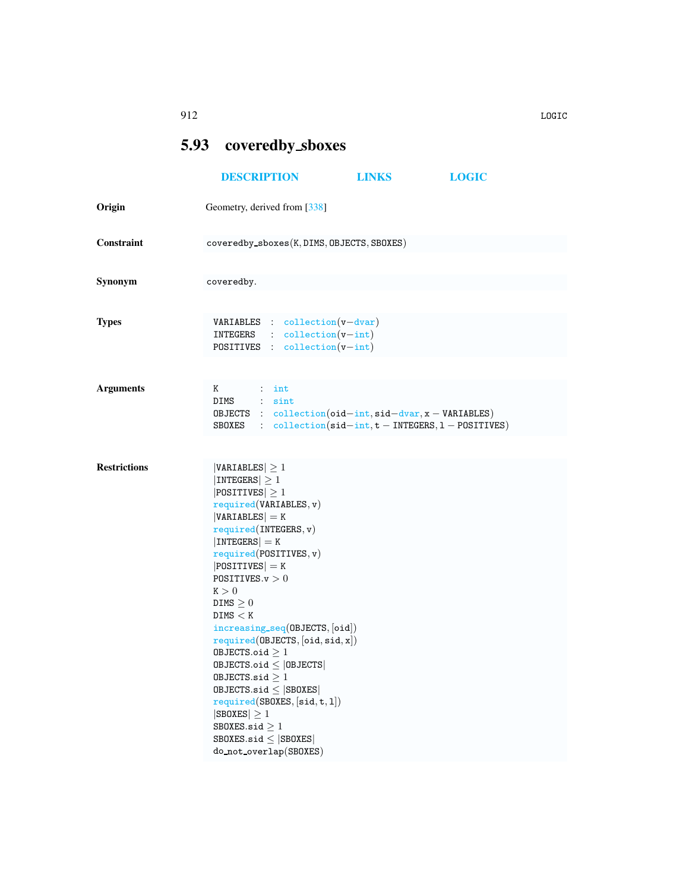## 5.93 coveredby_sboxes

DESCRIPTION LINKS LOGIC

**Origin** Geometry, derived from [338]

**Constraint**

```
coveredby_sboxes(K, DIMS, OBJECTS, SBOXES)
```

**Synonym**

```
coveredby.
```

**Types**

```
VARIABLES : collection(v-dvar)
INTEGERS  : collection(v-int)
POSITIVES : collection(v-int)
```

**Arguments**

```
K       : int
DIMS    : sint
OBJECTS : collection(oid-int, sid-dvar, x - VARIABLES)
SBOXES  : collection(sid-int, t - INTEGERS, l - POSITIVES)
```

**Restrictions**

```
|VARIABLES| ≥ 1
|INTEGERS| ≥ 1
|POSITIVES| ≥ 1
required(VARIABLES, v)
|VARIABLES| = K
required(INTEGERS, v)
|INTEGERS| = K
required(POSITIVES, v)
|POSITIVES| = K
POSITIVES.v > 0
K > 0
DIMS ≥ 0
DIMS < K
increasing_seq(OBJECTS, [oid])
required(OBJECTS, [oid, sid, x])
OBJECTS.oid ≥ 1
OBJECTS.oid ≤ |OBJECTS|
OBJECTS.sid ≥ 1
OBJECTS.sid ≤ |SBOXES|
required(SBOXES, [sid, t, l])
|SBOXES| ≥ 1
SBOXES.sid ≥ 1
SBOXES.sid ≤ |SBOXES|
do_not_overlap(SBOXES)
```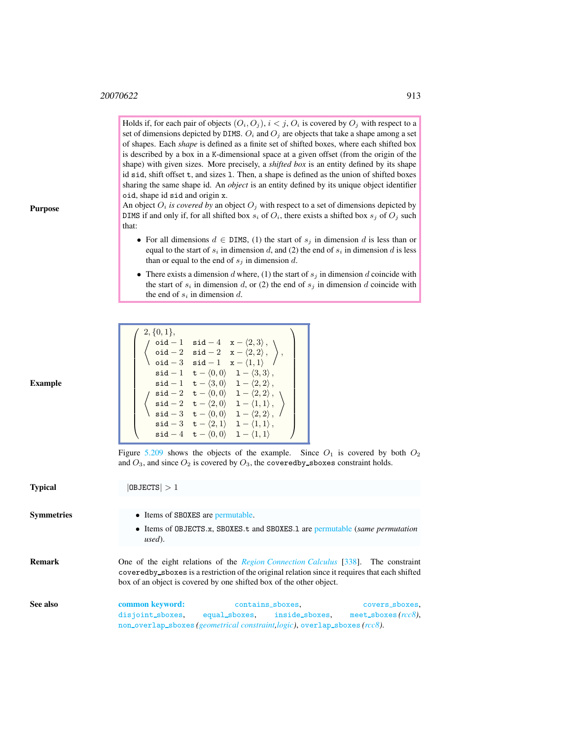**Purpose**

Holds if, for each pair of objects $(O_i, O_j)$, $i < j$, $O_i$ is covered by $O_j$ with respect to a set of dimensions depicted by `DIMS`. $O_i$ and $O_j$ are objects that take a shape among a set of shapes. Each *shape* is defined as a finite set of shifted boxes, where each shifted box is described by a box in a `K`-dimensional space at a given offset (from the origin of the shape) with given sizes. More precisely, a *shifted box* is an entity defined by its shape id `sid`, shift offset `t`, and sizes `l`. Then, a shape is defined as the union of shifted boxes sharing the same shape id. An *object* is an entity defined by its unique object identifier `oid`, shape id `sid` and origin `x`.

An object $O_i$ *is covered by* an object $O_j$ with respect to a set of dimensions depicted by `DIMS` if and only if, for all shifted box $s_i$ of $O_i$, there exists a shifted box $s_j$ of $O_j$ such that:

- For all dimensions $d \in$ `DIMS`, (1) the start of $s_j$ in dimension $d$ is less than or equal to the start of $s_i$ in dimension $d$, and (2) the end of $s_i$ in dimension $d$ is less than or equal to the end of $s_j$ in dimension $d$.
- There exists a dimension $d$ where, (1) the start of $s_j$ in dimension $d$ coincide with the start of $s_i$ in dimension $d$, or (2) the end of $s_j$ in dimension $d$ coincide with the end of $s_i$ in dimension $d$.

**Example**

$$
\left(\begin{array}{l}
2, \{0,1\}, \\
\left\langle\begin{array}{lll}
\texttt{oid}-1 & \texttt{sid}-4 & \texttt{x}-\langle 2,3\rangle, \\
\texttt{oid}-2 & \texttt{sid}-2 & \texttt{x}-\langle 2,2\rangle, \\
\texttt{oid}-3 & \texttt{sid}-1 & \texttt{x}-\langle 1,1\rangle
\end{array}\right\rangle, \\
\left\langle\begin{array}{lll}
\texttt{sid}-1 & \texttt{t}-\langle 0,0\rangle & \texttt{l}-\langle 3,3\rangle, \\
\texttt{sid}-1 & \texttt{t}-\langle 3,0\rangle & \texttt{l}-\langle 2,2\rangle, \\
\texttt{sid}-2 & \texttt{t}-\langle 0,0\rangle & \texttt{l}-\langle 2,2\rangle, \\
\texttt{sid}-2 & \texttt{t}-\langle 2,0\rangle & \texttt{l}-\langle 1,1\rangle, \\
\texttt{sid}-3 & \texttt{t}-\langle 0,0\rangle & \texttt{l}-\langle 2,2\rangle, \\
\texttt{sid}-3 & \texttt{t}-\langle 2,1\rangle & \texttt{l}-\langle 1,1\rangle, \\
\texttt{sid}-4 & \texttt{t}-\langle 0,0\rangle & \texttt{l}-\langle 1,1\rangle
\end{array}\right\rangle
\end{array}\right)
$$

Figure 5.209 shows the objects of the example. Since $O_1$ is covered by both $O_2$ and $O_3$, and since $O_2$ is covered by $O_3$, the `coveredby_sboxes` constraint holds.

**Typical**

$|\texttt{OBJECTS}| > 1$

**Symmetries**

- Items of `SBOXES` are permutable.
- Items of `OBJECTS.x`, `SBOXES.t` and `SBOXES.l` are permutable (*same permutation used*).

**Remark**

One of the eight relations of the *Region Connection Calculus* [338]. The constraint `coveredby_sboxes` is a restriction of the original relation since it requires that each shifted box of an object is covered by one shifted box of the other object.

**See also**

**common keyword:** `contains_sboxes`, `covers_sboxes`, `disjoint_sboxes`, `equal_sboxes`, `inside_sboxes`, `meet_sboxes` (*rcc8*), `non_overlap_sboxes` (*geometrical constraint,logic*), `overlap_sboxes` (*rcc8*).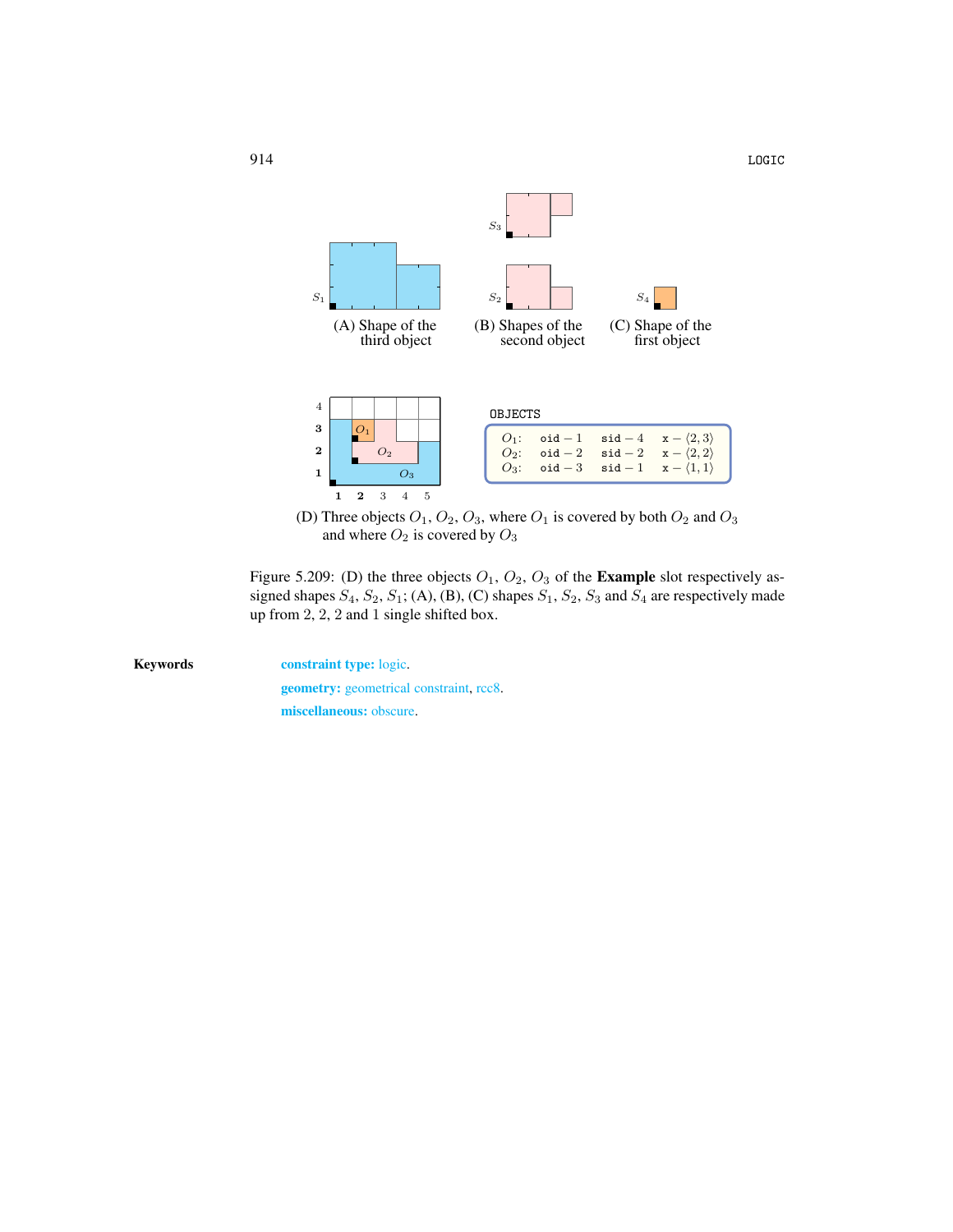(A) Shape of the third object

(B) Shapes of the second object

(C) Shape of the first object

OBJECTS

| | | | |
|---|---|---|---|
| $O_1$: | oid − 1 | sid − 4 | x − $\langle 2, 3\rangle$ |
| $O_2$: | oid − 2 | sid − 2 | x − $\langle 2, 2\rangle$ |
| $O_3$: | oid − 3 | sid − 1 | x − $\langle 1, 1\rangle$ |

(D) Three objects $O_1$, $O_2$, $O_3$, where $O_1$ is covered by both $O_2$ and $O_3$ and where $O_2$ is covered by $O_3$

Figure 5.209: (D) the three objects $O_1$, $O_2$, $O_3$ of the **Example** slot respectively assigned shapes $S_4$, $S_2$, $S_1$; (A), (B), (C) shapes $S_1$, $S_2$, $S_3$ and $S_4$ are respectively made up from 2, 2, 2 and 1 single shifted box.

**Keywords**

**constraint type:** logic.

**geometry:** geometrical constraint, rcc8.

**miscellaneous:** obscure.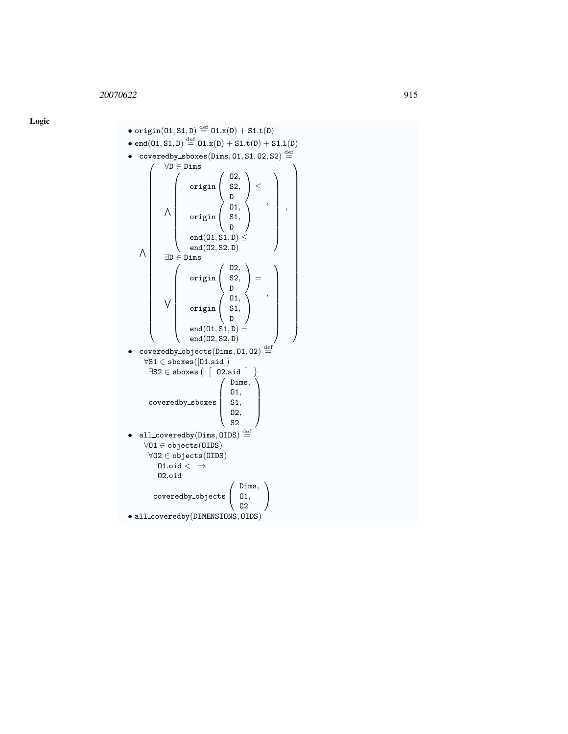**Logic**

- $\texttt{origin}(\texttt{O1},\texttt{S1},\texttt{D}) \stackrel{\text{def}}{=} \texttt{O1.x}(\texttt{D}) + \texttt{S1.t}(\texttt{D})$
- $\texttt{end}(\texttt{O1},\texttt{S1},\texttt{D}) \stackrel{\text{def}}{=} \texttt{O1.x}(\texttt{D}) + \texttt{S1.t}(\texttt{D}) + \texttt{S1.l}(\texttt{D})$
- $\texttt{coveredby\_sboxes}(\texttt{Dims},\texttt{O1},\texttt{S1},\texttt{O2},\texttt{S2}) \stackrel{\text{def}}{=}$

$$
\bigwedge\left(\begin{array}{l}
\forall \texttt{D} \in \texttt{Dims} \\
\bigwedge\left(\begin{array}{l}
\texttt{origin}\left(\begin{array}{l}\texttt{O2},\\ \texttt{S2},\\ \texttt{D}\end{array}\right) \leq \\
\texttt{origin}\left(\begin{array}{l}\texttt{O1},\\ \texttt{S1},\\ \texttt{D}\end{array}\right) \\
\texttt{end}(\texttt{O1},\texttt{S1},\texttt{D}) \leq \\
\texttt{end}(\texttt{O2},\texttt{S2},\texttt{D})
\end{array}\right), \\
\exists \texttt{D} \in \texttt{Dims} \\
\bigvee\left(\begin{array}{l}
\texttt{origin}\left(\begin{array}{l}\texttt{O2},\\ \texttt{S2},\\ \texttt{D}\end{array}\right) = \\
\texttt{origin}\left(\begin{array}{l}\texttt{O1},\\ \texttt{S1},\\ \texttt{D}\end{array}\right) \\
\texttt{end}(\texttt{O1},\texttt{S1},\texttt{D}) = \\
\texttt{end}(\texttt{O2},\texttt{S2},\texttt{D})
\end{array}\right)
\end{array}\right)
$$

- $\texttt{coveredby\_objects}(\texttt{Dims},\texttt{O1},\texttt{O2}) \stackrel{\text{def}}{=}$

$$
\begin{array}{l}
\forall \texttt{S1} \in \texttt{sboxes}([\texttt{O1.sid}]) \\
\quad \exists \texttt{S2} \in \texttt{sboxes}\left(\left[\ \texttt{O2.sid}\ \right]\right) \\
\quad\quad \texttt{coveredby\_sboxes}\left(\begin{array}{l}\texttt{Dims},\\ \texttt{O1},\\ \texttt{S1},\\ \texttt{O2},\\ \texttt{S2}\end{array}\right)
\end{array}
$$

- $\texttt{all\_coveredby}(\texttt{Dims},\texttt{OIDS}) \stackrel{\text{def}}{=}$

$$
\begin{array}{l}
\forall \texttt{O1} \in \texttt{objects}(\texttt{OIDS}) \\
\quad \forall \texttt{O2} \in \texttt{objects}(\texttt{OIDS}) \\
\quad\quad \texttt{O1.oid} < \ \Rightarrow \\
\quad\quad \texttt{O2.oid} \\
\quad\quad\quad \texttt{coveredby\_objects}\left(\begin{array}{l}\texttt{Dims},\\ \texttt{O1},\\ \texttt{O2}\end{array}\right)
\end{array}
$$

- $\texttt{all\_coveredby}(\texttt{DIMENSIONS},\texttt{OIDS})$